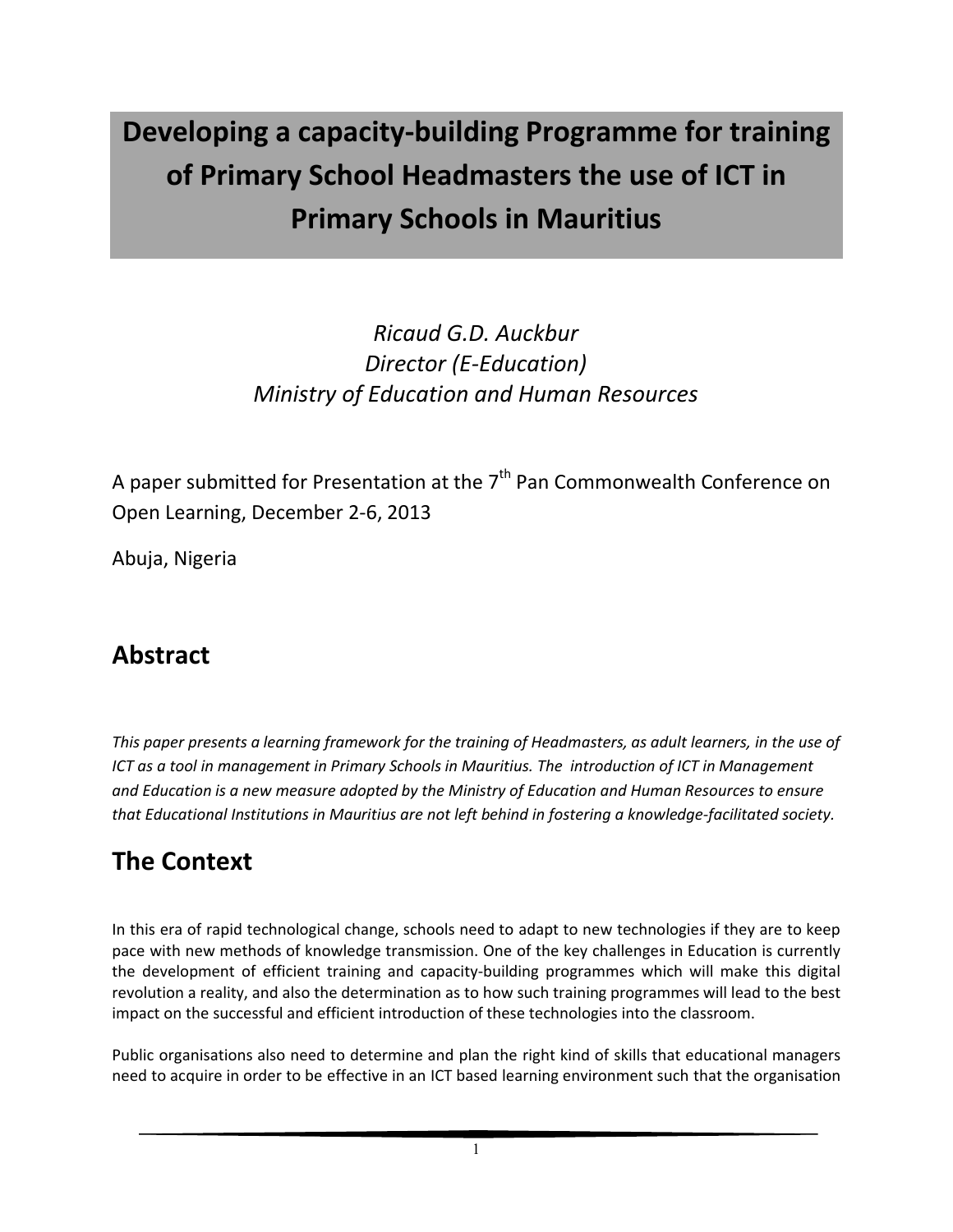# Developing a capacity-building Programme for training of Primary School Headmasters the use of ICT in Primary Schools in Mauritius

*Ricaud G.D. Auckbur*
*Director (E-Education)*
*Ministry of Education and Human Resources*

A paper submitted for Presentation at the 7th Pan Commonwealth Conference on Open Learning, December 2-6, 2013

Abuja, Nigeria

## Abstract

*This paper presents a learning framework for the training of Headmasters, as adult learners, in the use of ICT as a tool in management in Primary Schools in Mauritius. The introduction of ICT in Management and Education is a new measure adopted by the Ministry of Education and Human Resources to ensure that Educational Institutions in Mauritius are not left behind in fostering a knowledge-facilitated society.*

## The Context

In this era of rapid technological change, schools need to adapt to new technologies if they are to keep pace with new methods of knowledge transmission. One of the key challenges in Education is currently the development of efficient training and capacity-building programmes which will make this digital revolution a reality, and also the determination as to how such training programmes will lead to the best impact on the successful and efficient introduction of these technologies into the classroom.

Public organisations also need to determine and plan the right kind of skills that educational managers need to acquire in order to be effective in an ICT based learning environment such that the organisation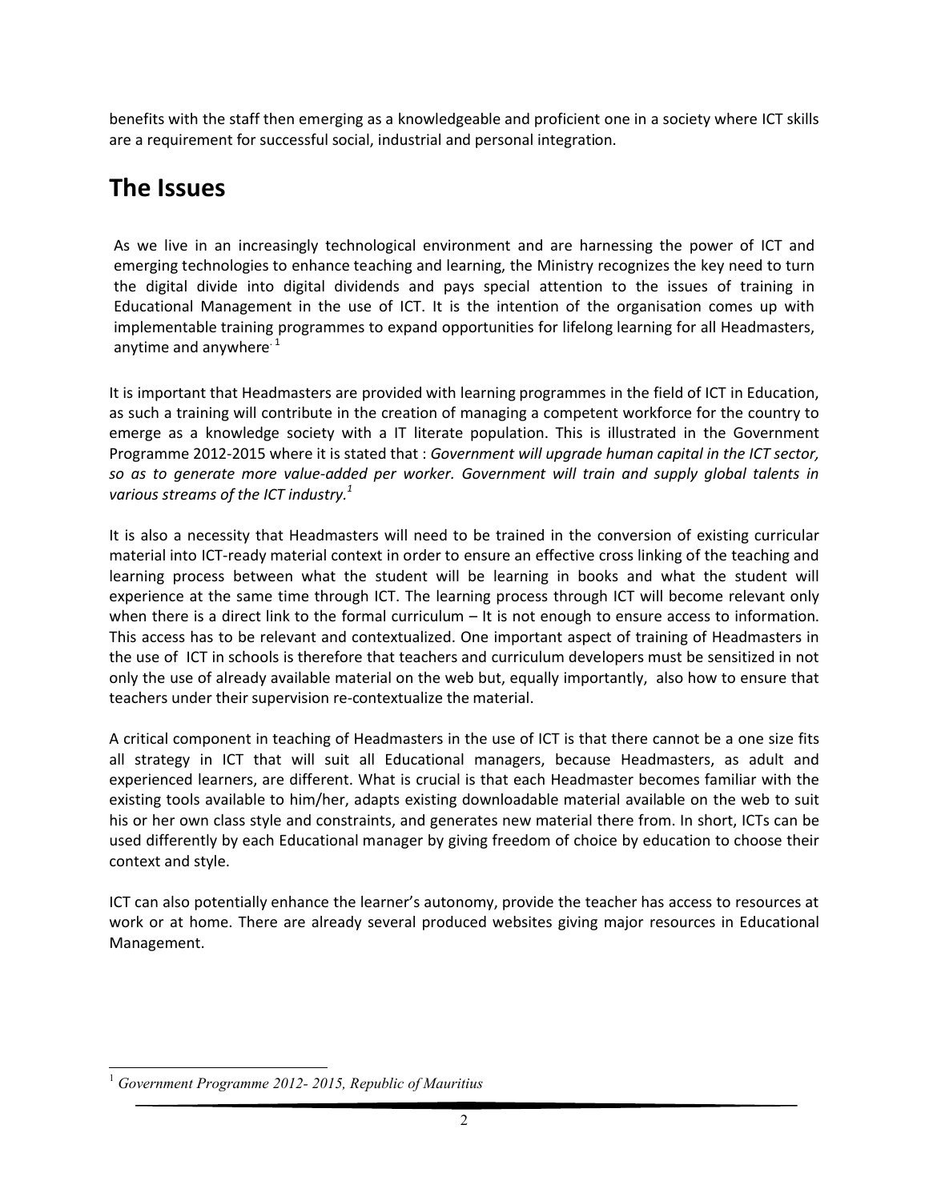benefits with the staff then emerging as a knowledgeable and proficient one in a society where ICT skills are a requirement for successful social, industrial and personal integration.

# The Issues

As we live in an increasingly technological environment and are harnessing the power of ICT and emerging technologies to enhance teaching and learning, the Ministry recognizes the key need to turn the digital divide into digital dividends and pays special attention to the issues of training in Educational Management in the use of ICT. It is the intention of the organisation comes up with implementable training programmes to expand opportunities for lifelong learning for all Headmasters, anytime and anywhere.[1]

It is important that Headmasters are provided with learning programmes in the field of ICT in Education, as such a training will contribute in the creation of managing a competent workforce for the country to emerge as a knowledge society with a IT literate population. This is illustrated in the Government Programme 2012-2015 where it is stated that : *Government will upgrade human capital in the ICT sector, so as to generate more value-added per worker. Government will train and supply global talents in various streams of the ICT industry.*[1]

It is also a necessity that Headmasters will need to be trained in the conversion of existing curricular material into ICT-ready material context in order to ensure an effective cross linking of the teaching and learning process between what the student will be learning in books and what the student will experience at the same time through ICT. The learning process through ICT will become relevant only when there is a direct link to the formal curriculum – It is not enough to ensure access to information. This access has to be relevant and contextualized. One important aspect of training of Headmasters in the use of ICT in schools is therefore that teachers and curriculum developers must be sensitized in not only the use of already available material on the web but, equally importantly, also how to ensure that teachers under their supervision re-contextualize the material.

A critical component in teaching of Headmasters in the use of ICT is that there cannot be a one size fits all strategy in ICT that will suit all Educational managers, because Headmasters, as adult and experienced learners, are different. What is crucial is that each Headmaster becomes familiar with the existing tools available to him/her, adapts existing downloadable material available on the web to suit his or her own class style and constraints, and generates new material there from. In short, ICTs can be used differently by each Educational manager by giving freedom of choice by education to choose their context and style.

ICT can also potentially enhance the learner's autonomy, provide the teacher has access to resources at work or at home. There are already several produced websites giving major resources in Educational Management.

[1] *Government Programme 2012- 2015, Republic of Mauritius*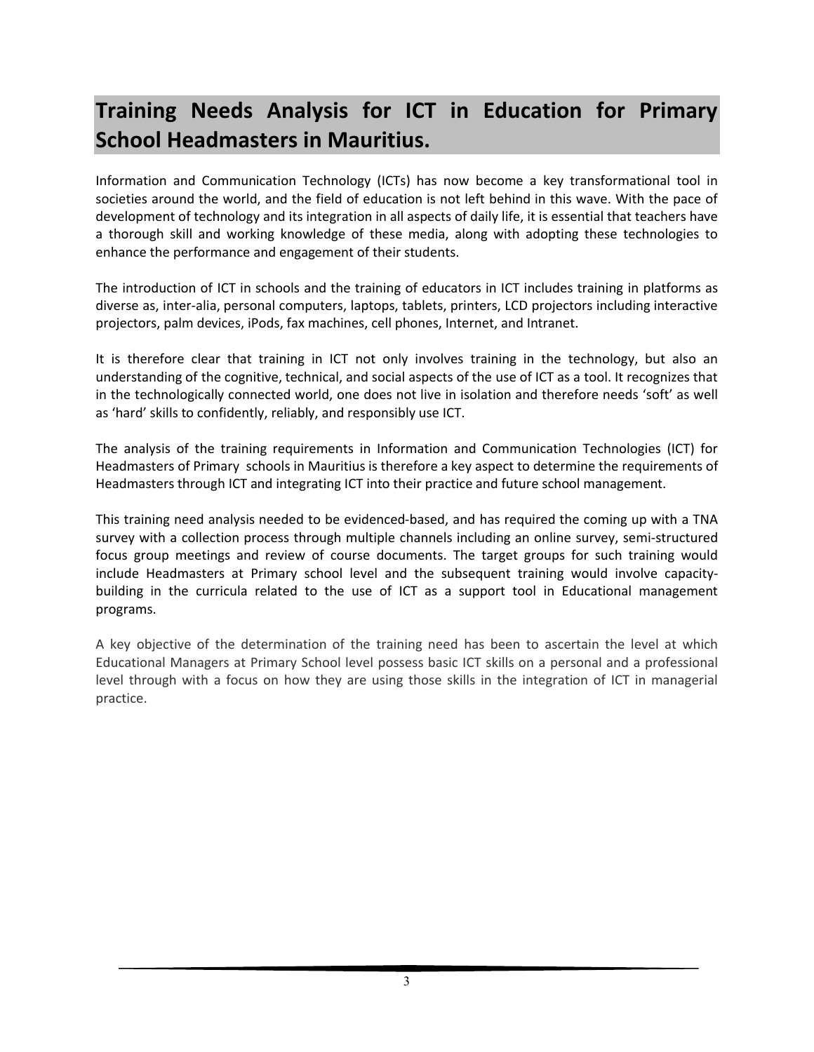## Training Needs Analysis for ICT in Education for Primary School Headmasters in Mauritius.

Information and Communication Technology (ICTs) has now become a key transformational tool in societies around the world, and the field of education is not left behind in this wave. With the pace of development of technology and its integration in all aspects of daily life, it is essential that teachers have a thorough skill and working knowledge of these media, along with adopting these technologies to enhance the performance and engagement of their students.

The introduction of ICT in schools and the training of educators in ICT includes training in platforms as diverse as, inter-alia, personal computers, laptops, tablets, printers, LCD projectors including interactive projectors, palm devices, iPods, fax machines, cell phones, Internet, and Intranet.

It is therefore clear that training in ICT not only involves training in the technology, but also an understanding of the cognitive, technical, and social aspects of the use of ICT as a tool. It recognizes that in the technologically connected world, one does not live in isolation and therefore needs 'soft' as well as 'hard' skills to confidently, reliably, and responsibly use ICT.

The analysis of the training requirements in Information and Communication Technologies (ICT) for Headmasters of Primary schools in Mauritius is therefore a key aspect to determine the requirements of Headmasters through ICT and integrating ICT into their practice and future school management.

This training need analysis needed to be evidenced-based, and has required the coming up with a TNA survey with a collection process through multiple channels including an online survey, semi-structured focus group meetings and review of course documents. The target groups for such training would include Headmasters at Primary school level and the subsequent training would involve capacity-building in the curricula related to the use of ICT as a support tool in Educational management programs.

A key objective of the determination of the training need has been to ascertain the level at which Educational Managers at Primary School level possess basic ICT skills on a personal and a professional level through with a focus on how they are using those skills in the integration of ICT in managerial practice.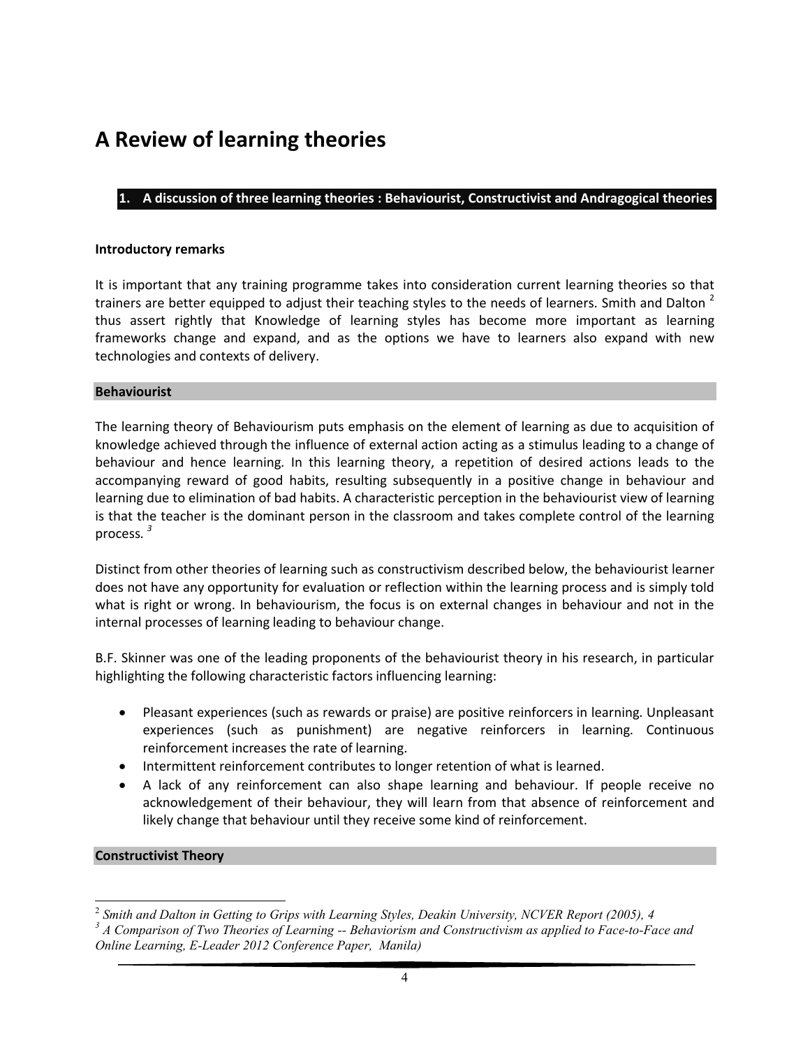# A Review of learning theories

## 1. A discussion of three learning theories : Behaviourist, Constructivist and Andragogical theories

**Introductory remarks**

It is important that any training programme takes into consideration current learning theories so that trainers are better equipped to adjust their teaching styles to the needs of learners. Smith and Dalton [2] thus assert rightly that Knowledge of learning styles has become more important as learning frameworks change and expand, and as the options we have to learners also expand with new technologies and contexts of delivery.

### Behaviourist

The learning theory of Behaviourism puts emphasis on the element of learning as due to acquisition of knowledge achieved through the influence of external action acting as a stimulus leading to a change of behaviour and hence learning. In this learning theory, a repetition of desired actions leads to the accompanying reward of good habits, resulting subsequently in a positive change in behaviour and learning due to elimination of bad habits. A characteristic perception in the behaviourist view of learning is that the teacher is the dominant person in the classroom and takes complete control of the learning process. [3]

Distinct from other theories of learning such as constructivism described below, the behaviourist learner does not have any opportunity for evaluation or reflection within the learning process and is simply told what is right or wrong. In behaviourism, the focus is on external changes in behaviour and not in the internal processes of learning leading to behaviour change.

B.F. Skinner was one of the leading proponents of the behaviourist theory in his research, in particular highlighting the following characteristic factors influencing learning:

- Pleasant experiences (such as rewards or praise) are positive reinforcers in learning. Unpleasant experiences (such as punishment) are negative reinforcers in learning. Continuous reinforcement increases the rate of learning.
- Intermittent reinforcement contributes to longer retention of what is learned.
- A lack of any reinforcement can also shape learning and behaviour. If people receive no acknowledgement of their behaviour, they will learn from that absence of reinforcement and likely change that behaviour until they receive some kind of reinforcement.

### Constructivist Theory

---

[2] *Smith and Dalton in Getting to Grips with Learning Styles, Deakin University, NCVER Report (2005), 4*

[3] *A Comparison of Two Theories of Learning -- Behaviorism and Constructivism as applied to Face-to-Face and Online Learning, E-Leader 2012 Conference Paper, Manila)*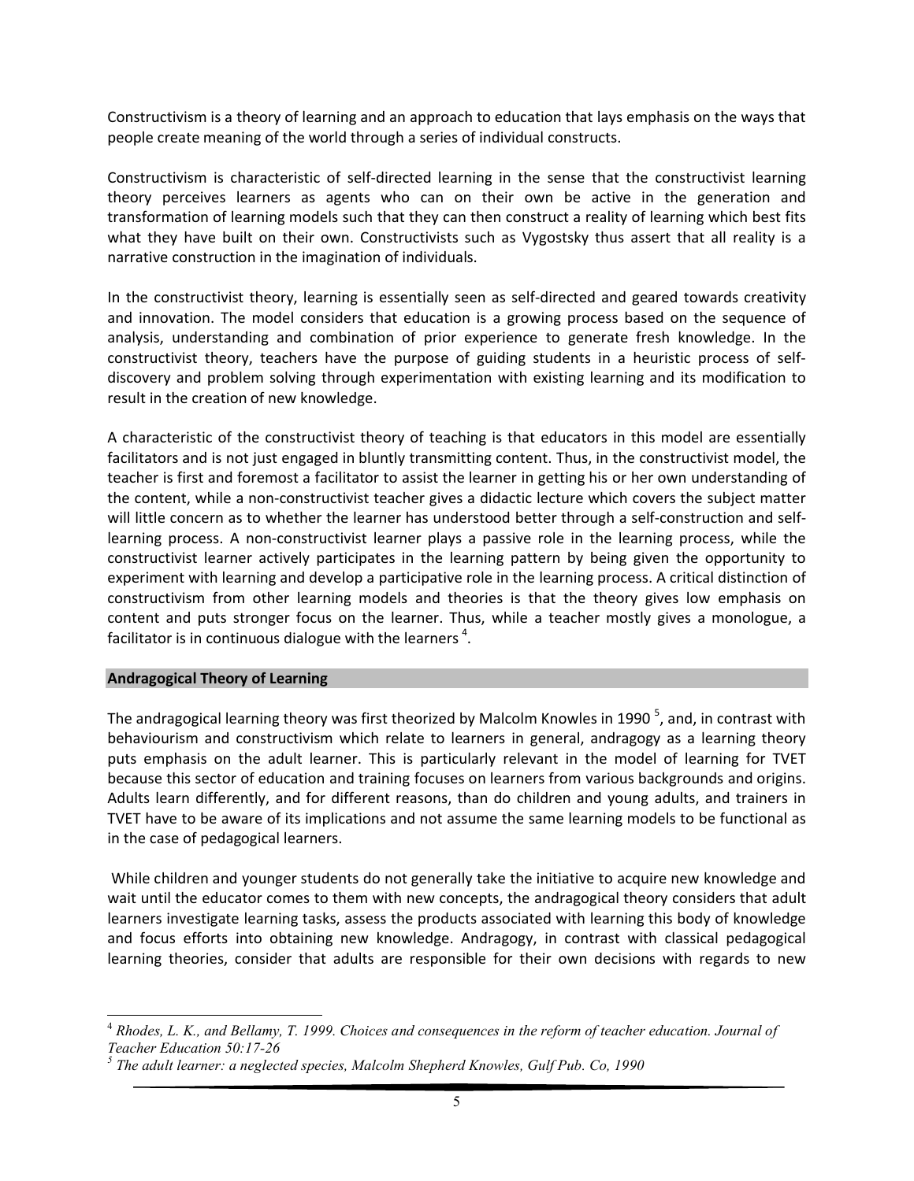Constructivism is a theory of learning and an approach to education that lays emphasis on the ways that people create meaning of the world through a series of individual constructs.

Constructivism is characteristic of self-directed learning in the sense that the constructivist learning theory perceives learners as agents who can on their own be active in the generation and transformation of learning models such that they can then construct a reality of learning which best fits what they have built on their own. Constructivists such as Vygostsky thus assert that all reality is a narrative construction in the imagination of individuals.

In the constructivist theory, learning is essentially seen as self-directed and geared towards creativity and innovation. The model considers that education is a growing process based on the sequence of analysis, understanding and combination of prior experience to generate fresh knowledge. In the constructivist theory, teachers have the purpose of guiding students in a heuristic process of self-discovery and problem solving through experimentation with existing learning and its modification to result in the creation of new knowledge.

A characteristic of the constructivist theory of teaching is that educators in this model are essentially facilitators and is not just engaged in bluntly transmitting content. Thus, in the constructivist model, the teacher is first and foremost a facilitator to assist the learner in getting his or her own understanding of the content, while a non-constructivist teacher gives a didactic lecture which covers the subject matter will little concern as to whether the learner has understood better through a self-construction and self-learning process. A non-constructivist learner plays a passive role in the learning process, while the constructivist learner actively participates in the learning pattern by being given the opportunity to experiment with learning and develop a participative role in the learning process. A critical distinction of constructivism from other learning models and theories is that the theory gives low emphasis on content and puts stronger focus on the learner. Thus, while a teacher mostly gives a monologue, a facilitator is in continuous dialogue with the learners [4].

## Andragogical Theory of Learning

The andragogical learning theory was first theorized by Malcolm Knowles in 1990 [5], and, in contrast with behaviourism and constructivism which relate to learners in general, andragogy as a learning theory puts emphasis on the adult learner. This is particularly relevant in the model of learning for TVET because this sector of education and training focuses on learners from various backgrounds and origins. Adults learn differently, and for different reasons, than do children and young adults, and trainers in TVET have to be aware of its implications and not assume the same learning models to be functional as in the case of pedagogical learners.

While children and younger students do not generally take the initiative to acquire new knowledge and wait until the educator comes to them with new concepts, the andragogical theory considers that adult learners investigate learning tasks, assess the products associated with learning this body of knowledge and focus efforts into obtaining new knowledge. Andragogy, in contrast with classical pedagogical learning theories, consider that adults are responsible for their own decisions with regards to new

---

[4] *Rhodes, L. K., and Bellamy, T. 1999. Choices and consequences in the reform of teacher education. Journal of Teacher Education 50:17-26*

[5] *The adult learner: a neglected species, Malcolm Shepherd Knowles, Gulf Pub. Co, 1990*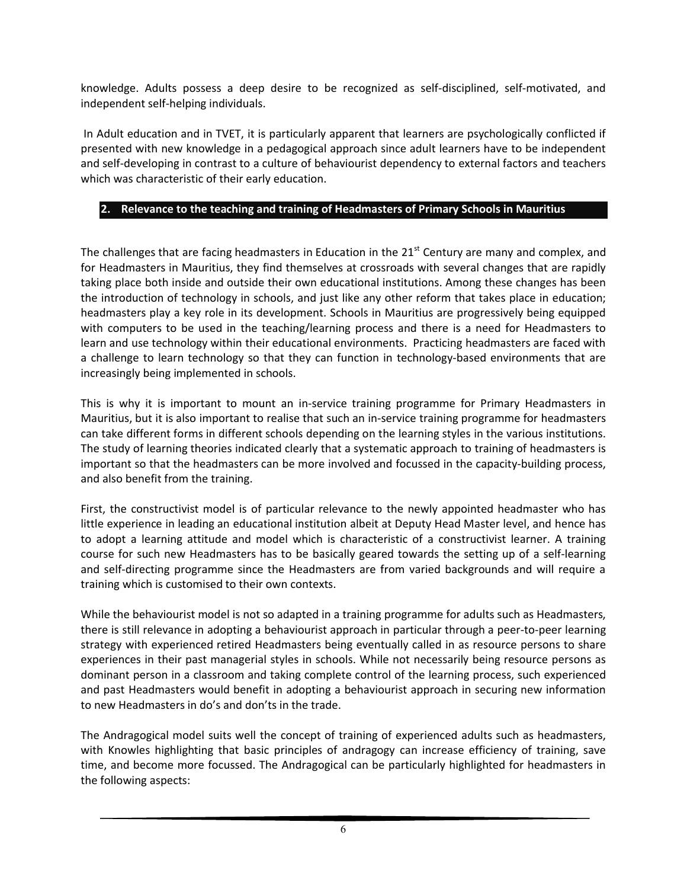knowledge. Adults possess a deep desire to be recognized as self-disciplined, self-motivated, and independent self-helping individuals.

In Adult education and in TVET, it is particularly apparent that learners are psychologically conflicted if presented with new knowledge in a pedagogical approach since adult learners have to be independent and self-developing in contrast to a culture of behaviourist dependency to external factors and teachers which was characteristic of their early education.

## 2. Relevance to the teaching and training of Headmasters of Primary Schools in Mauritius

The challenges that are facing headmasters in Education in the 21st Century are many and complex, and for Headmasters in Mauritius, they find themselves at crossroads with several changes that are rapidly taking place both inside and outside their own educational institutions. Among these changes has been the introduction of technology in schools, and just like any other reform that takes place in education; headmasters play a key role in its development. Schools in Mauritius are progressively being equipped with computers to be used in the teaching/learning process and there is a need for Headmasters to learn and use technology within their educational environments. Practicing headmasters are faced with a challenge to learn technology so that they can function in technology-based environments that are increasingly being implemented in schools.

This is why it is important to mount an in-service training programme for Primary Headmasters in Mauritius, but it is also important to realise that such an in-service training programme for headmasters can take different forms in different schools depending on the learning styles in the various institutions. The study of learning theories indicated clearly that a systematic approach to training of headmasters is important so that the headmasters can be more involved and focussed in the capacity-building process, and also benefit from the training.

First, the constructivist model is of particular relevance to the newly appointed headmaster who has little experience in leading an educational institution albeit at Deputy Head Master level, and hence has to adopt a learning attitude and model which is characteristic of a constructivist learner. A training course for such new Headmasters has to be basically geared towards the setting up of a self-learning and self-directing programme since the Headmasters are from varied backgrounds and will require a training which is customised to their own contexts.

While the behaviourist model is not so adapted in a training programme for adults such as Headmasters, there is still relevance in adopting a behaviourist approach in particular through a peer-to-peer learning strategy with experienced retired Headmasters being eventually called in as resource persons to share experiences in their past managerial styles in schools. While not necessarily being resource persons as dominant person in a classroom and taking complete control of the learning process, such experienced and past Headmasters would benefit in adopting a behaviourist approach in securing new information to new Headmasters in do's and don'ts in the trade.

The Andragogical model suits well the concept of training of experienced adults such as headmasters, with Knowles highlighting that basic principles of andragogy can increase efficiency of training, save time, and become more focussed. The Andragogical can be particularly highlighted for headmasters in the following aspects: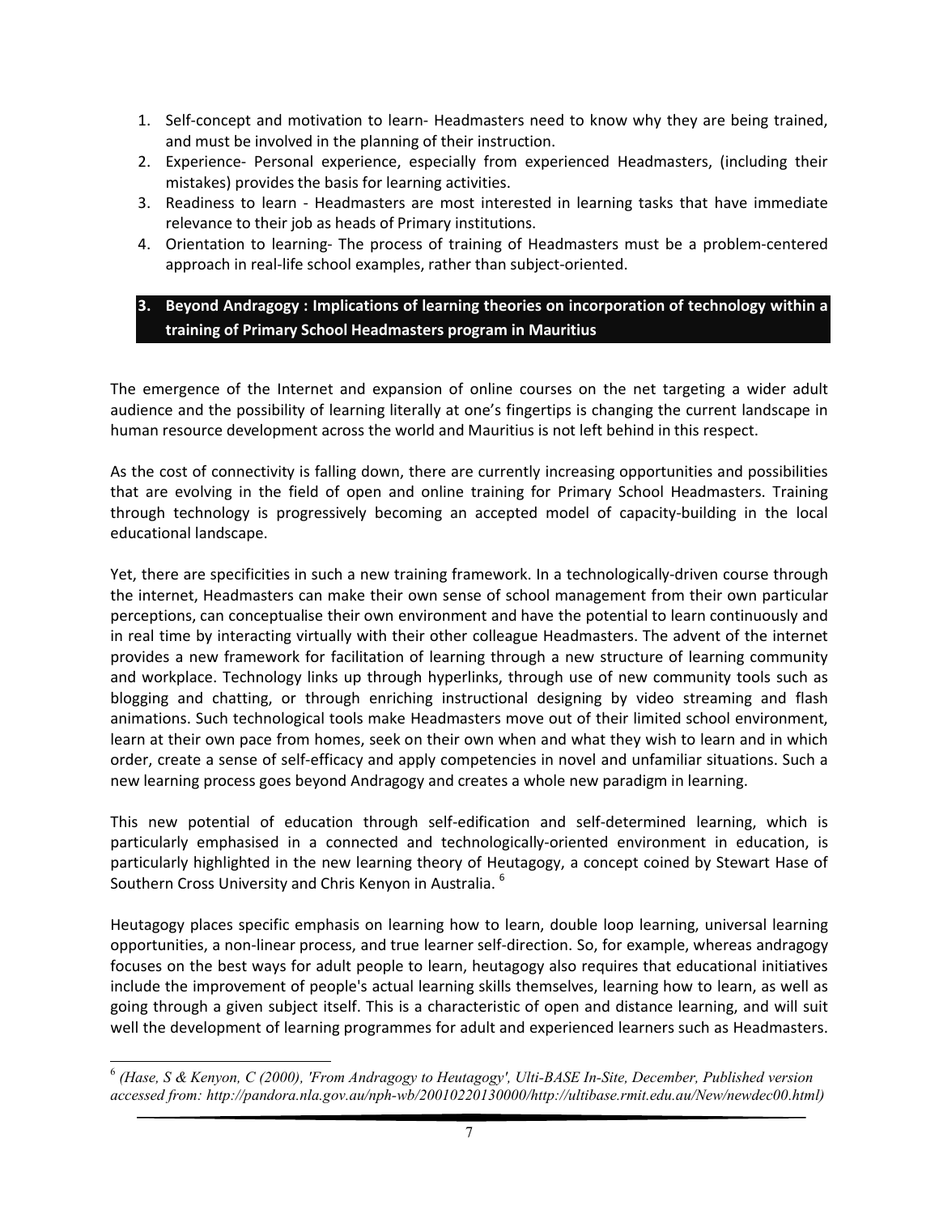1. Self-concept and motivation to learn- Headmasters need to know why they are being trained, and must be involved in the planning of their instruction.
2. Experience- Personal experience, especially from experienced Headmasters, (including their mistakes) provides the basis for learning activities.
3. Readiness to learn - Headmasters are most interested in learning tasks that have immediate relevance to their job as heads of Primary institutions.
4. Orientation to learning- The process of training of Headmasters must be a problem-centered approach in real-life school examples, rather than subject-oriented.

## 3. Beyond Andragogy : Implications of learning theories on incorporation of technology within a training of Primary School Headmasters program in Mauritius

The emergence of the Internet and expansion of online courses on the net targeting a wider adult audience and the possibility of learning literally at one's fingertips is changing the current landscape in human resource development across the world and Mauritius is not left behind in this respect.

As the cost of connectivity is falling down, there are currently increasing opportunities and possibilities that are evolving in the field of open and online training for Primary School Headmasters. Training through technology is progressively becoming an accepted model of capacity-building in the local educational landscape.

Yet, there are specificities in such a new training framework. In a technologically-driven course through the internet, Headmasters can make their own sense of school management from their own particular perceptions, can conceptualise their own environment and have the potential to learn continuously and in real time by interacting virtually with their other colleague Headmasters. The advent of the internet provides a new framework for facilitation of learning through a new structure of learning community and workplace. Technology links up through hyperlinks, through use of new community tools such as blogging and chatting, or through enriching instructional designing by video streaming and flash animations. Such technological tools make Headmasters move out of their limited school environment, learn at their own pace from homes, seek on their own when and what they wish to learn and in which order, create a sense of self-efficacy and apply competencies in novel and unfamiliar situations. Such a new learning process goes beyond Andragogy and creates a whole new paradigm in learning.

This new potential of education through self-edification and self-determined learning, which is particularly emphasised in a connected and technologically-oriented environment in education, is particularly highlighted in the new learning theory of Heutagogy, a concept coined by Stewart Hase of Southern Cross University and Chris Kenyon in Australia. [6]

Heutagogy places specific emphasis on learning how to learn, double loop learning, universal learning opportunities, a non-linear process, and true learner self-direction. So, for example, whereas andragogy focuses on the best ways for adult people to learn, heutagogy also requires that educational initiatives include the improvement of people's actual learning skills themselves, learning how to learn, as well as going through a given subject itself. This is a characteristic of open and distance learning, and will suit well the development of learning programmes for adult and experienced learners such as Headmasters.

---

[6] *(Hase, S & Kenyon, C (2000), 'From Andragogy to Heutagogy', Ulti-BASE In-Site, December, Published version accessed from: http://pandora.nla.gov.au/nph-wb/20010220130000/http://ultibase.rmit.edu.au/New/newdec00.html)*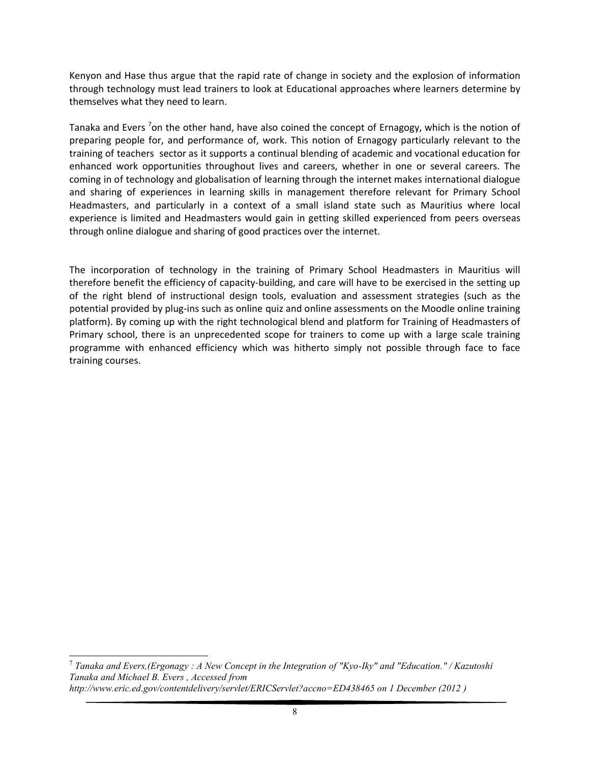Kenyon and Hase thus argue that the rapid rate of change in society and the explosion of information through technology must lead trainers to look at Educational approaches where learners determine by themselves what they need to learn.

Tanaka and Evers [7]on the other hand, have also coined the concept of Ernagogy, which is the notion of preparing people for, and performance of, work. This notion of Ernagogy particularly relevant to the training of teachers sector as it supports a continual blending of academic and vocational education for enhanced work opportunities throughout lives and careers, whether in one or several careers. The coming in of technology and globalisation of learning through the internet makes international dialogue and sharing of experiences in learning skills in management therefore relevant for Primary School Headmasters, and particularly in a context of a small island state such as Mauritius where local experience is limited and Headmasters would gain in getting skilled experienced from peers overseas through online dialogue and sharing of good practices over the internet.

The incorporation of technology in the training of Primary School Headmasters in Mauritius will therefore benefit the efficiency of capacity-building, and care will have to be exercised in the setting up of the right blend of instructional design tools, evaluation and assessment strategies (such as the potential provided by plug-ins such as online quiz and online assessments on the Moodle online training platform). By coming up with the right technological blend and platform for Training of Headmasters of Primary school, there is an unprecedented scope for trainers to come up with a large scale training programme with enhanced efficiency which was hitherto simply not possible through face to face training courses.

---

[7] *Tanaka and Evers,(Ergonagy : A New Concept in the Integration of "Kyo-Iky" and "Education." / Kazutoshi Tanaka and Michael B. Evers , Accessed from http://www.eric.ed.gov/contentdelivery/servlet/ERICServlet?accno=ED438465 on 1 December (2012 )*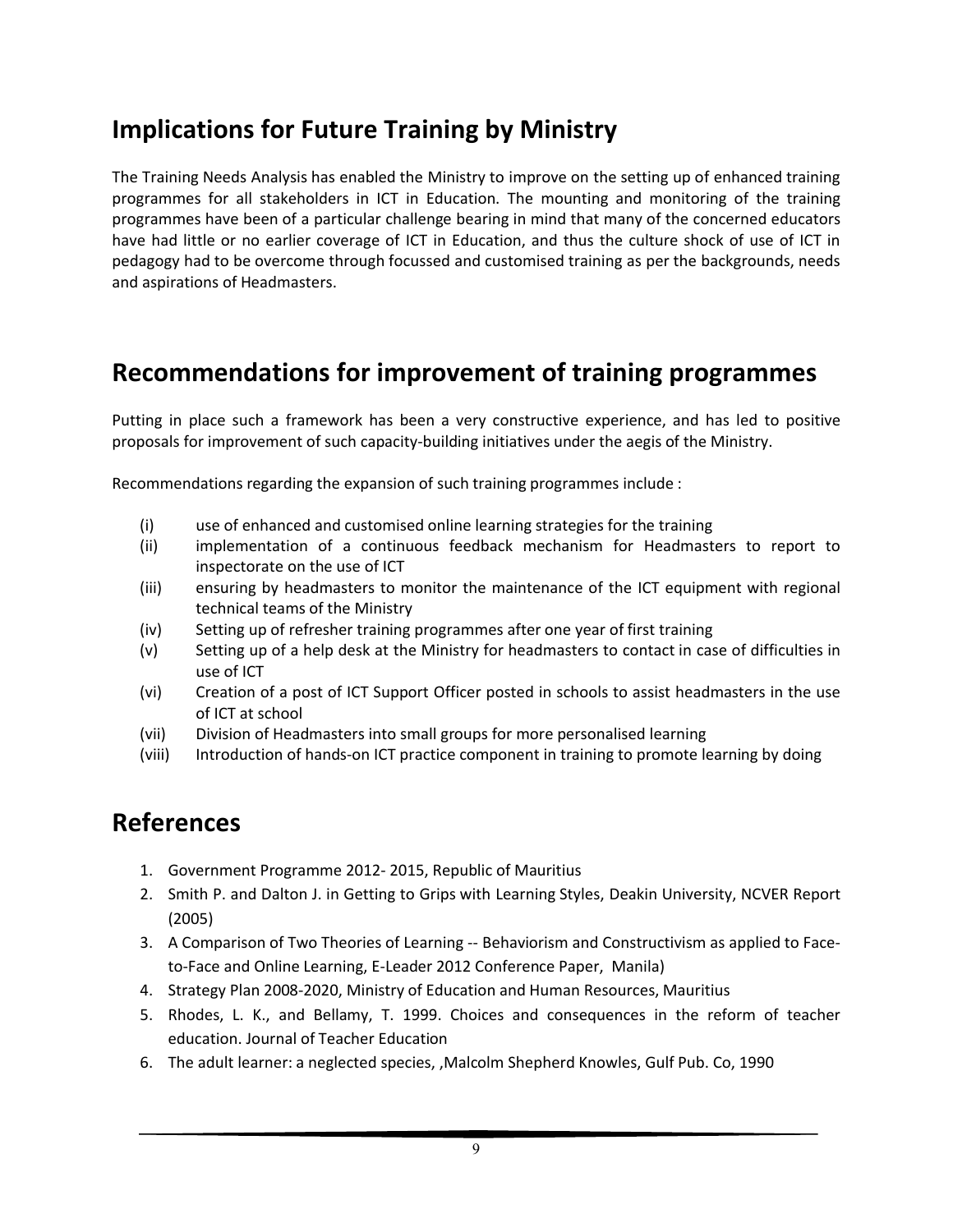## Implications for Future Training by Ministry

The Training Needs Analysis has enabled the Ministry to improve on the setting up of enhanced training programmes for all stakeholders in ICT in Education. The mounting and monitoring of the training programmes have been of a particular challenge bearing in mind that many of the concerned educators have had little or no earlier coverage of ICT in Education, and thus the culture shock of use of ICT in pedagogy had to be overcome through focussed and customised training as per the backgrounds, needs and aspirations of Headmasters.

## Recommendations for improvement of training programmes

Putting in place such a framework has been a very constructive experience, and has led to positive proposals for improvement of such capacity-building initiatives under the aegis of the Ministry.

Recommendations regarding the expansion of such training programmes include :

- (i) use of enhanced and customised online learning strategies for the training
- (ii) implementation of a continuous feedback mechanism for Headmasters to report to inspectorate on the use of ICT
- (iii) ensuring by headmasters to monitor the maintenance of the ICT equipment with regional technical teams of the Ministry
- (iv) Setting up of refresher training programmes after one year of first training
- (v) Setting up of a help desk at the Ministry for headmasters to contact in case of difficulties in use of ICT
- (vi) Creation of a post of ICT Support Officer posted in schools to assist headmasters in the use of ICT at school
- (vii) Division of Headmasters into small groups for more personalised learning
- (viii) Introduction of hands-on ICT practice component in training to promote learning by doing

## References

1. Government Programme 2012- 2015, Republic of Mauritius
2. Smith P. and Dalton J. in Getting to Grips with Learning Styles, Deakin University, NCVER Report (2005)
3. A Comparison of Two Theories of Learning -- Behaviorism and Constructivism as applied to Face-to-Face and Online Learning, E-Leader 2012 Conference Paper, Manila)
4. Strategy Plan 2008-2020, Ministry of Education and Human Resources, Mauritius
5. Rhodes, L. K., and Bellamy, T. 1999. Choices and consequences in the reform of teacher education. Journal of Teacher Education
6. The adult learner: a neglected species, ,Malcolm Shepherd Knowles, Gulf Pub. Co, 1990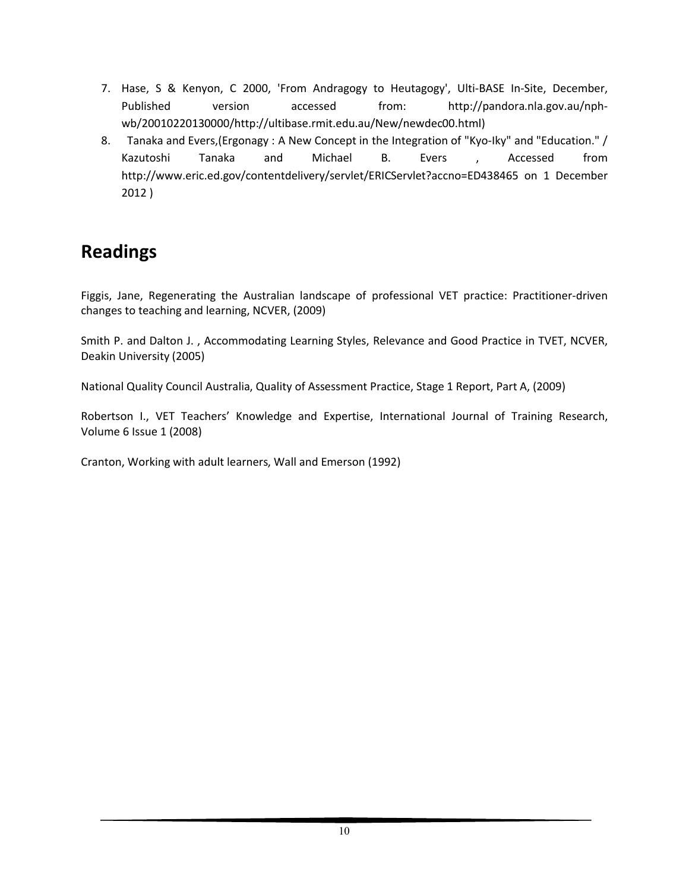7. Hase, S & Kenyon, C 2000, 'From Andragogy to Heutagogy', Ulti-BASE In-Site, December, Published version accessed from: http://pandora.nla.gov.au/nph-wb/20010220130000/http://ultibase.rmit.edu.au/New/newdec00.html)
8. Tanaka and Evers,(Ergonagy : A New Concept in the Integration of "Kyo-Iky" and "Education." / Kazutoshi Tanaka and Michael B. Evers , Accessed from http://www.eric.ed.gov/contentdelivery/servlet/ERICServlet?accno=ED438465 on 1 December 2012 )

## Readings

Figgis, Jane, Regenerating the Australian landscape of professional VET practice: Practitioner-driven changes to teaching and learning, NCVER, (2009)

Smith P. and Dalton J. , Accommodating Learning Styles, Relevance and Good Practice in TVET, NCVER, Deakin University (2005)

National Quality Council Australia, Quality of Assessment Practice, Stage 1 Report, Part A, (2009)

Robertson I., VET Teachers' Knowledge and Expertise, International Journal of Training Research, Volume 6 Issue 1 (2008)

Cranton, Working with adult learners, Wall and Emerson (1992)